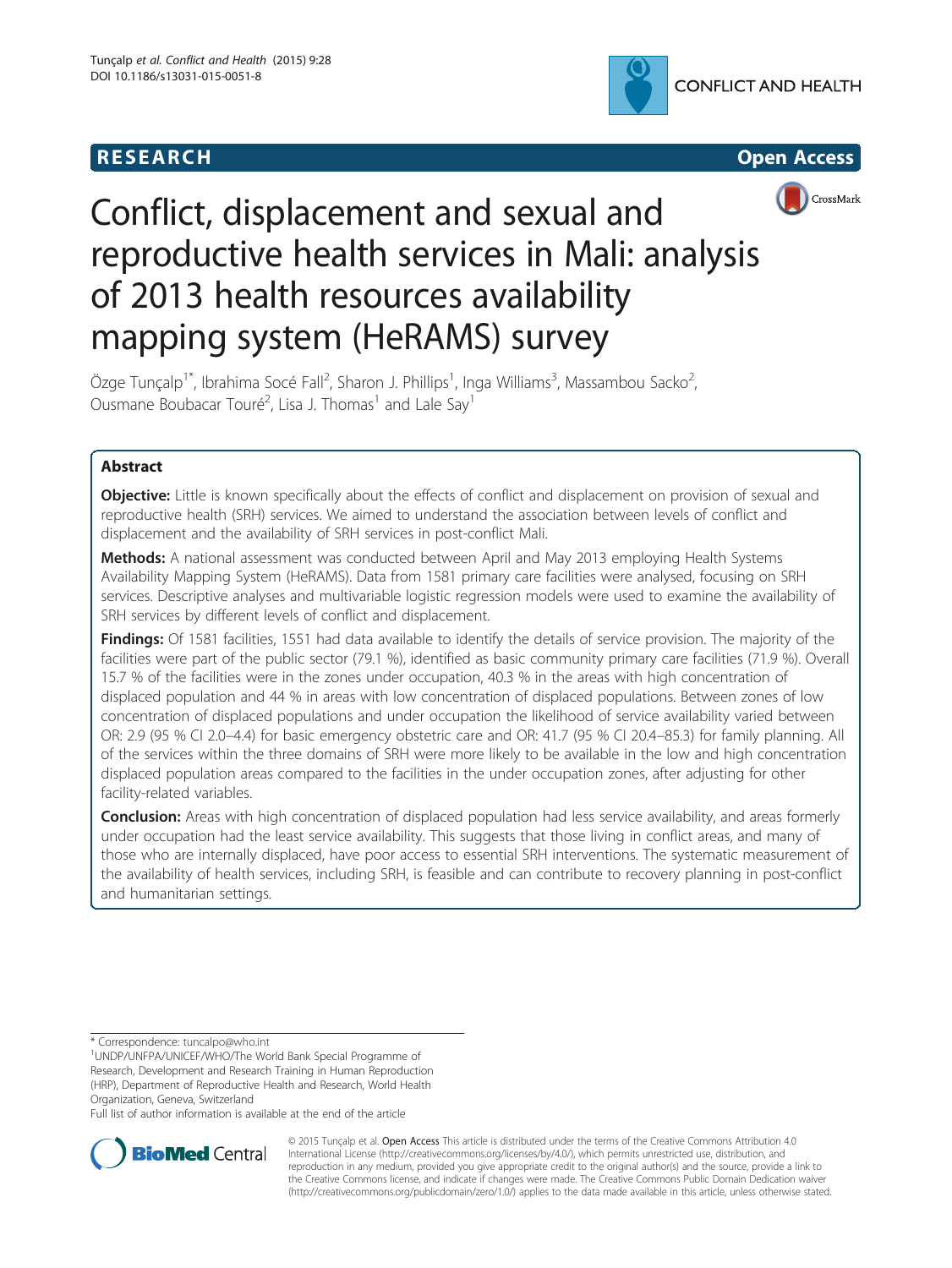RESEARCH **Open Access**

# Conflict, displacement and sexual and reproductive health services in Mali: analysis of 2013 health resources availability mapping system (HeRAMS) survey

Özge Tunçalp[1*], Ibrahima Socé Fall[2], Sharon J. Phillips[1], Inga Williams[3], Massambou Sacko[2], Ousmane Boubacar Touré[2], Lisa J. Thomas[1] and Lale Say[1]

## Abstract

**Objective:** Little is known specifically about the effects of conflict and displacement on provision of sexual and reproductive health (SRH) services. We aimed to understand the association between levels of conflict and displacement and the availability of SRH services in post-conflict Mali.

**Methods:** A national assessment was conducted between April and May 2013 employing Health Systems Availability Mapping System (HeRAMS). Data from 1581 primary care facilities were analysed, focusing on SRH services. Descriptive analyses and multivariable logistic regression models were used to examine the availability of SRH services by different levels of conflict and displacement.

**Findings:** Of 1581 facilities, 1551 had data available to identify the details of service provision. The majority of the facilities were part of the public sector (79.1 %), identified as basic community primary care facilities (71.9 %). Overall 15.7 % of the facilities were in the zones under occupation, 40.3 % in the areas with high concentration of displaced population and 44 % in areas with low concentration of displaced populations. Between zones of low concentration of displaced populations and under occupation the likelihood of service availability varied between OR: 2.9 (95 % CI 2.0–4.4) for basic emergency obstetric care and OR: 41.7 (95 % CI 20.4–85.3) for family planning. All of the services within the three domains of SRH were more likely to be available in the low and high concentration displaced population areas compared to the facilities in the under occupation zones, after adjusting for other facility-related variables.

**Conclusion:** Areas with high concentration of displaced population had less service availability, and areas formerly under occupation had the least service availability. This suggests that those living in conflict areas, and many of those who are internally displaced, have poor access to essential SRH interventions. The systematic measurement of the availability of health services, including SRH, is feasible and can contribute to recovery planning in post-conflict and humanitarian settings.

* Correspondence: tuncalpo@who.int
[1]UNDP/UNFPA/UNICEF/WHO/The World Bank Special Programme of Research, Development and Research Training in Human Reproduction (HRP), Department of Reproductive Health and Research, World Health Organization, Geneva, Switzerland
Full list of author information is available at the end of the article

© 2015 Tunçalp et al. **Open Access** This article is distributed under the terms of the Creative Commons Attribution 4.0 International License (http://creativecommons.org/licenses/by/4.0/), which permits unrestricted use, distribution, and reproduction in any medium, provided you give appropriate credit to the original author(s) and the source, provide a link to the Creative Commons license, and indicate if changes were made. The Creative Commons Public Domain Dedication waiver (http://creativecommons.org/publicdomain/zero/1.0/) applies to the data made available in this article, unless otherwise stated.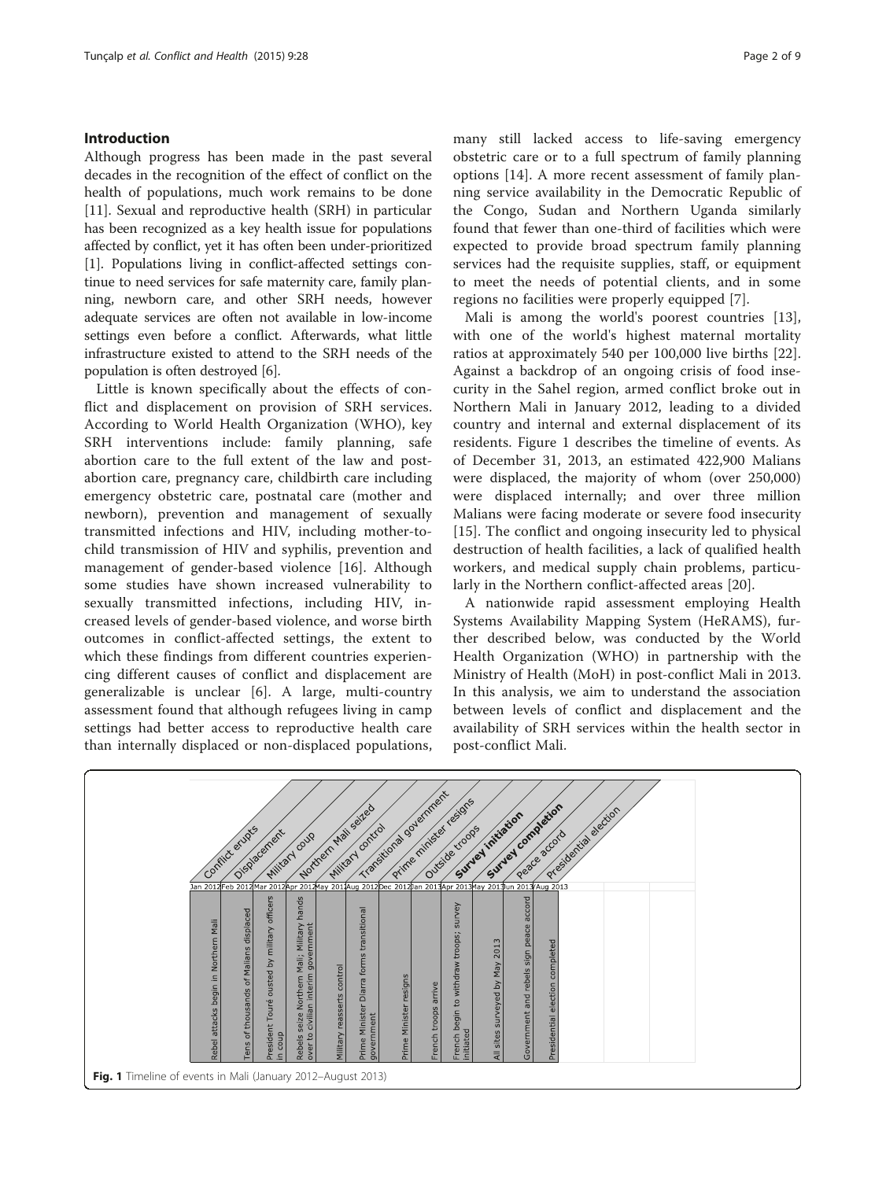## Introduction

Although progress has been made in the past several decades in the recognition of the effect of conflict on the health of populations, much work remains to be done [11]. Sexual and reproductive health (SRH) in particular has been recognized as a key health issue for populations affected by conflict, yet it has often been under-prioritized [1]. Populations living in conflict-affected settings continue to need services for safe maternity care, family planning, newborn care, and other SRH needs, however adequate services are often not available in low-income settings even before a conflict. Afterwards, what little infrastructure existed to attend to the SRH needs of the population is often destroyed [6].

Little is known specifically about the effects of conflict and displacement on provision of SRH services. According to World Health Organization (WHO), key SRH interventions include: family planning, safe abortion care to the full extent of the law and post-abortion care, pregnancy care, childbirth care including emergency obstetric care, postnatal care (mother and newborn), prevention and management of sexually transmitted infections and HIV, including mother-to-child transmission of HIV and syphilis, prevention and management of gender-based violence [16]. Although some studies have shown increased vulnerability to sexually transmitted infections, including HIV, increased levels of gender-based violence, and worse birth outcomes in conflict-affected settings, the extent to which these findings from different countries experiencing different causes of conflict and displacement are generalizable is unclear [6]. A large, multi-country assessment found that although refugees living in camp settings had better access to reproductive health care than internally displaced or non-displaced populations, many still lacked access to life-saving emergency obstetric care or to a full spectrum of family planning options [14]. A more recent assessment of family planning service availability in the Democratic Republic of the Congo, Sudan and Northern Uganda similarly found that fewer than one-third of facilities which were expected to provide broad spectrum family planning services had the requisite supplies, staff, or equipment to meet the needs of potential clients, and in some regions no facilities were properly equipped [7].

Mali is among the world's poorest countries [13], with one of the world's highest maternal mortality ratios at approximately 540 per 100,000 live births [22]. Against a backdrop of an ongoing crisis of food insecurity in the Sahel region, armed conflict broke out in Northern Mali in January 2012, leading to a divided country and internal and external displacement of its residents. Figure 1 describes the timeline of events. As of December 31, 2013, an estimated 422,900 Malians were displaced, the majority of whom (over 250,000) were displaced internally; and over three million Malians were facing moderate or severe food insecurity [15]. The conflict and ongoing insecurity led to physical destruction of health facilities, a lack of qualified health workers, and medical supply chain problems, particularly in the Northern conflict-affected areas [20].

A nationwide rapid assessment employing Health Systems Availability Mapping System (HeRAMS), further described below, was conducted by the World Health Organization (WHO) in partnership with the Ministry of Health (MoH) in post-conflict Mali in 2013. In this analysis, we aim to understand the association between levels of conflict and displacement and the availability of SRH services within the health sector in post-conflict Mali.

**Fig. 1** Timeline of events in Mali (January 2012–August 2013)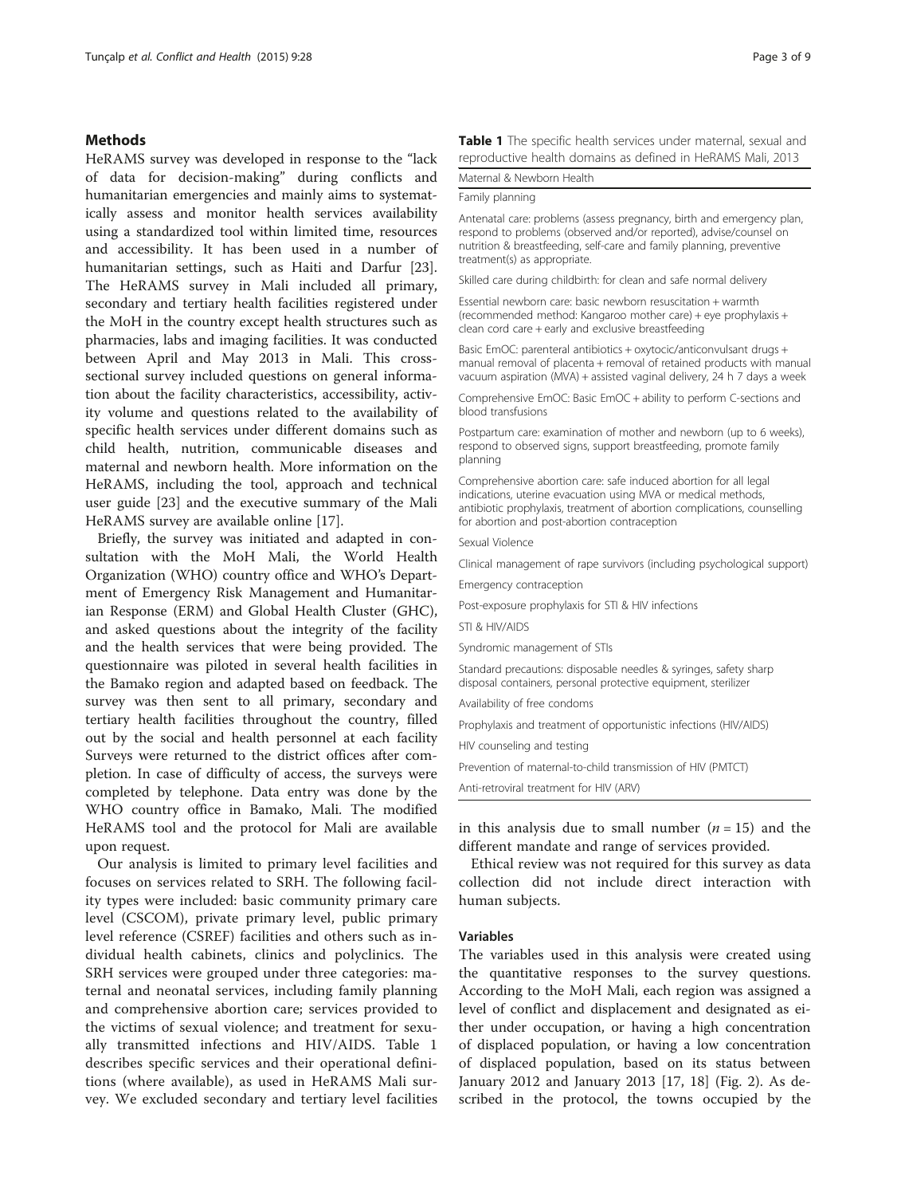## Methods

HeRAMS survey was developed in response to the "lack of data for decision-making" during conflicts and humanitarian emergencies and mainly aims to systematically assess and monitor health services availability using a standardized tool within limited time, resources and accessibility. It has been used in a number of humanitarian settings, such as Haiti and Darfur [23]. The HeRAMS survey in Mali included all primary, secondary and tertiary health facilities registered under the MoH in the country except health structures such as pharmacies, labs and imaging facilities. It was conducted between April and May 2013 in Mali. This cross-sectional survey included questions on general information about the facility characteristics, accessibility, activity volume and questions related to the availability of specific health services under different domains such as child health, nutrition, communicable diseases and maternal and newborn health. More information on the HeRAMS, including the tool, approach and technical user guide [23] and the executive summary of the Mali HeRAMS survey are available online [17].

Briefly, the survey was initiated and adapted in consultation with the MoH Mali, the World Health Organization (WHO) country office and WHO's Department of Emergency Risk Management and Humanitarian Response (ERM) and Global Health Cluster (GHC), and asked questions about the integrity of the facility and the health services that were being provided. The questionnaire was piloted in several health facilities in the Bamako region and adapted based on feedback. The survey was then sent to all primary, secondary and tertiary health facilities throughout the country, filled out by the social and health personnel at each facility Surveys were returned to the district offices after completion. In case of difficulty of access, the surveys were completed by telephone. Data entry was done by the WHO country office in Bamako, Mali. The modified HeRAMS tool and the protocol for Mali are available upon request.

Our analysis is limited to primary level facilities and focuses on services related to SRH. The following facility types were included: basic community primary care level (CSCOM), private primary level, public primary level reference (CSREF) facilities and others such as individual health cabinets, clinics and polyclinics. The SRH services were grouped under three categories: maternal and neonatal services, including family planning and comprehensive abortion care; services provided to the victims of sexual violence; and treatment for sexually transmitted infections and HIV/AIDS. Table 1 describes specific services and their operational definitions (where available), as used in HeRAMS Mali survey. We excluded secondary and tertiary level facilities in this analysis due to small number ($n = 15$) and the different mandate and range of services provided.

**Table 1** The specific health services under maternal, sexual and reproductive health domains as defined in HeRAMS Mali, 2013

| Maternal & Newborn Health |
|---|
| Family planning |
| Antenatal care: problems (assess pregnancy, birth and emergency plan, respond to problems (observed and/or reported), advise/counsel on nutrition & breastfeeding, self-care and family planning, preventive treatment(s) as appropriate. |
| Skilled care during childbirth: for clean and safe normal delivery |
| Essential newborn care: basic newborn resuscitation + warmth (recommended method: Kangaroo mother care) + eye prophylaxis + clean cord care + early and exclusive breastfeeding |
| Basic EmOC: parenteral antibiotics + oxytocic/anticonvulsant drugs + manual removal of placenta + removal of retained products with manual vacuum aspiration (MVA) + assisted vaginal delivery, 24 h 7 days a week |
| Comprehensive EmOC: Basic EmOC + ability to perform C-sections and blood transfusions |
| Postpartum care: examination of mother and newborn (up to 6 weeks), respond to observed signs, support breastfeeding, promote family planning |
| Comprehensive abortion care: safe induced abortion for all legal indications, uterine evacuation using MVA or medical methods, antibiotic prophylaxis, treatment of abortion complications, counselling for abortion and post-abortion contraception |
| Sexual Violence |
| Clinical management of rape survivors (including psychological support) |
| Emergency contraception |
| Post-exposure prophylaxis for STI & HIV infections |
| STI & HIV/AIDS |
| Syndromic management of STIs |
| Standard precautions: disposable needles & syringes, safety sharp disposal containers, personal protective equipment, sterilizer |
| Availability of free condoms |
| Prophylaxis and treatment of opportunistic infections (HIV/AIDS) |
| HIV counseling and testing |
| Prevention of maternal-to-child transmission of HIV (PMTCT) |
| Anti-retroviral treatment for HIV (ARV) |

Ethical review was not required for this survey as data collection did not include direct interaction with human subjects.

### Variables

The variables used in this analysis were created using the quantitative responses to the survey questions. According to the MoH Mali, each region was assigned a level of conflict and displacement and designated as either under occupation, or having a high concentration of displaced population, or having a low concentration of displaced population, based on its status between January 2012 and January 2013 [17, 18] (Fig. 2). As described in the protocol, the towns occupied by the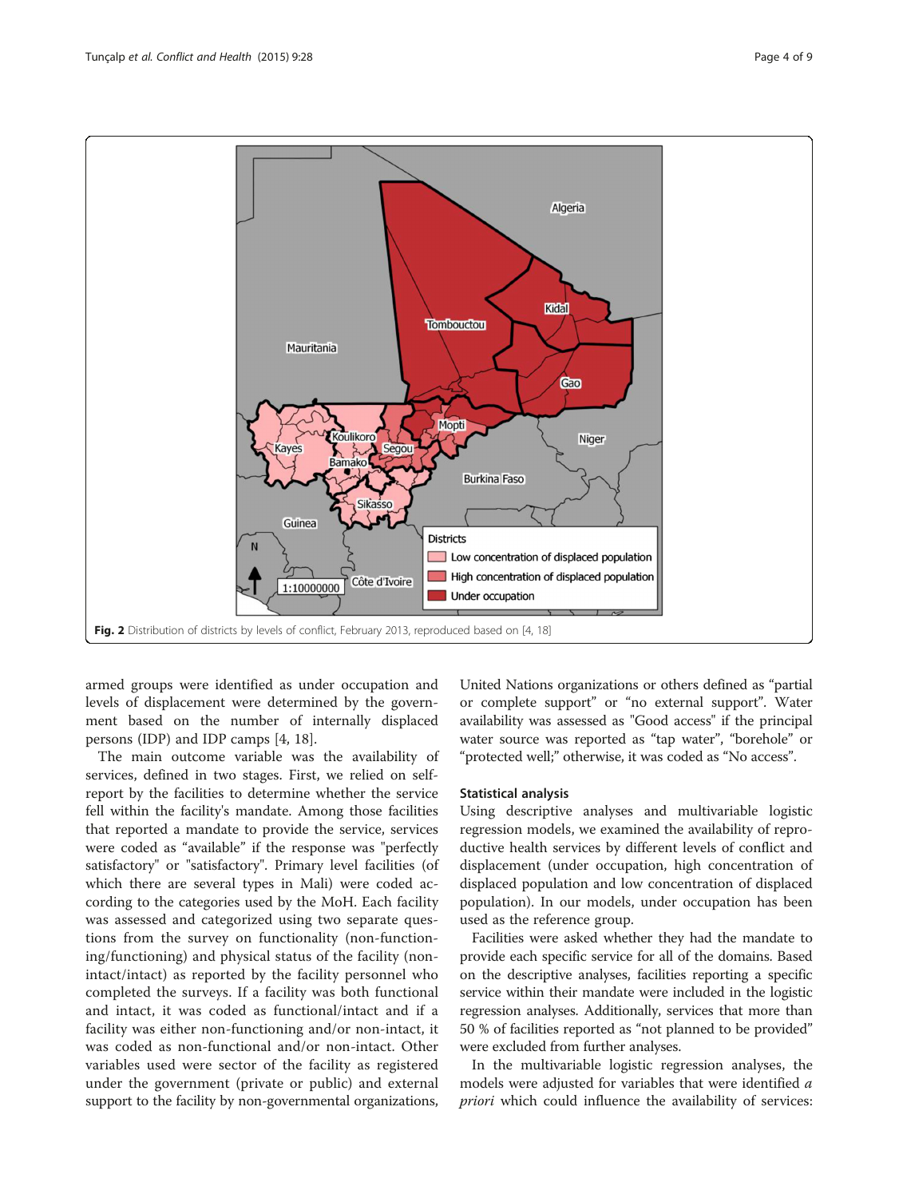Mauritania

Algeria

Kidal

Tombouctou

Gao

Mopti

Niger

Kayes

Koulikoro

Segou

Bamako

Burkina Faso

Sikasso

Guinea

N

1:10000000

Côte d'Ivoire

Districts

Low concentration of displaced population

High concentration of displaced population

Under occupation

**Fig. 2** Distribution of districts by levels of conflict, February 2013, reproduced based on [4, 18]

armed groups were identified as under occupation and levels of displacement were determined by the government based on the number of internally displaced persons (IDP) and IDP camps [4, 18].

The main outcome variable was the availability of services, defined in two stages. First, we relied on self-report by the facilities to determine whether the service fell within the facility's mandate. Among those facilities that reported a mandate to provide the service, services were coded as "available" if the response was "perfectly satisfactory" or "satisfactory". Primary level facilities (of which there are several types in Mali) were coded according to the categories used by the MoH. Each facility was assessed and categorized using two separate questions from the survey on functionality (non-functioning/functioning) and physical status of the facility (non-intact/intact) as reported by the facility personnel who completed the surveys. If a facility was both functional and intact, it was coded as functional/intact and if a facility was either non-functioning and/or non-intact, it was coded as non-functional and/or non-intact. Other variables used were sector of the facility as registered under the government (private or public) and external support to the facility by non-governmental organizations, United Nations organizations or others defined as "partial or complete support" or "no external support". Water availability was assessed as "Good access" if the principal water source was reported as "tap water", "borehole" or "protected well;" otherwise, it was coded as "No access".

### Statistical analysis

Using descriptive analyses and multivariable logistic regression models, we examined the availability of reproductive health services by different levels of conflict and displacement (under occupation, high concentration of displaced population and low concentration of displaced population). In our models, under occupation has been used as the reference group.

Facilities were asked whether they had the mandate to provide each specific service for all of the domains. Based on the descriptive analyses, facilities reporting a specific service within their mandate were included in the logistic regression analyses. Additionally, services that more than 50 % of facilities reported as "not planned to be provided" were excluded from further analyses.

In the multivariable logistic regression analyses, the models were adjusted for variables that were identified *a priori* which could influence the availability of services: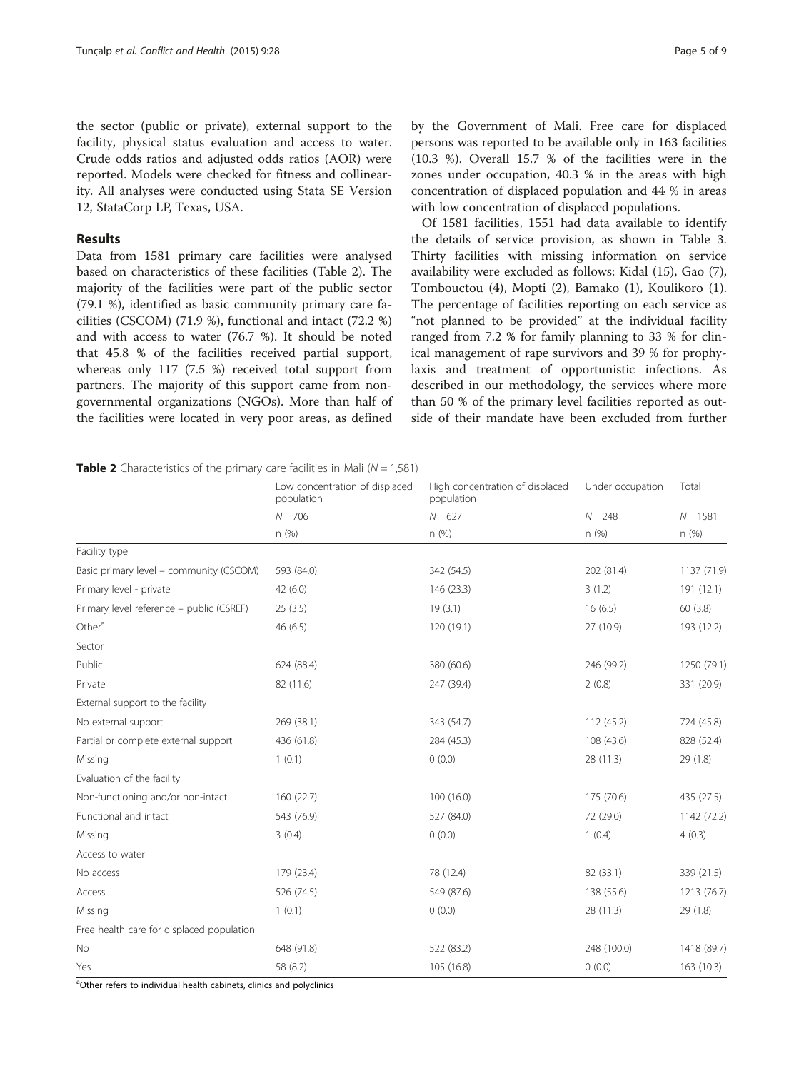the sector (public or private), external support to the facility, physical status evaluation and access to water. Crude odds ratios and adjusted odds ratios (AOR) were reported. Models were checked for fitness and collinearity. All analyses were conducted using Stata SE Version 12, StataCorp LP, Texas, USA.

## Results

Data from 1581 primary care facilities were analysed based on characteristics of these facilities (Table 2). The majority of the facilities were part of the public sector (79.1 %), identified as basic community primary care facilities (CSCOM) (71.9 %), functional and intact (72.2 %) and with access to water (76.7 %). It should be noted that 45.8 % of the facilities received partial support, whereas only 117 (7.5 %) received total support from partners. The majority of this support came from non-governmental organizations (NGOs). More than half of the facilities were located in very poor areas, as defined by the Government of Mali. Free care for displaced persons was reported to be available only in 163 facilities (10.3 %). Overall 15.7 % of the facilities were in the zones under occupation, 40.3 % in the areas with high concentration of displaced population and 44 % in areas with low concentration of displaced populations.

Of 1581 facilities, 1551 had data available to identify the details of service provision, as shown in Table 3. Thirty facilities with missing information on service availability were excluded as follows: Kidal (15), Gao (7), Tombouctou (4), Mopti (2), Bamako (1), Koulikoro (1). The percentage of facilities reporting on each service as "not planned to be provided" at the individual facility ranged from 7.2 % for family planning to 33 % for clinical management of rape survivors and 39 % for prophylaxis and treatment of opportunistic infections. As described in our methodology, the services where more than 50 % of the primary level facilities reported as outside of their mandate have been excluded from further

**Table 2** Characteristics of the primary care facilities in Mali ($N = 1{,}581$)

| | Low concentration of displaced population | High concentration of displaced population | Under occupation | Total |
|---|---|---|---|---|
| | $N = 706$ | $N = 627$ | $N = 248$ | $N = 1581$ |
| | n (%) | n (%) | n (%) | n (%) |
| Facility type | | | | |
| Basic primary level – community (CSCOM) | 593 (84.0) | 342 (54.5) | 202 (81.4) | 1137 (71.9) |
| Primary level - private | 42 (6.0) | 146 (23.3) | 3 (1.2) | 191 (12.1) |
| Primary level reference – public (CSREF) | 25 (3.5) | 19 (3.1) | 16 (6.5) | 60 (3.8) |
| Other[a] | 46 (6.5) | 120 (19.1) | 27 (10.9) | 193 (12.2) |
| Sector | | | | |
| Public | 624 (88.4) | 380 (60.6) | 246 (99.2) | 1250 (79.1) |
| Private | 82 (11.6) | 247 (39.4) | 2 (0.8) | 331 (20.9) |
| External support to the facility | | | | |
| No external support | 269 (38.1) | 343 (54.7) | 112 (45.2) | 724 (45.8) |
| Partial or complete external support | 436 (61.8) | 284 (45.3) | 108 (43.6) | 828 (52.4) |
| Missing | 1 (0.1) | 0 (0.0) | 28 (11.3) | 29 (1.8) |
| Evaluation of the facility | | | | |
| Non-functioning and/or non-intact | 160 (22.7) | 100 (16.0) | 175 (70.6) | 435 (27.5) |
| Functional and intact | 543 (76.9) | 527 (84.0) | 72 (29.0) | 1142 (72.2) |
| Missing | 3 (0.4) | 0 (0.0) | 1 (0.4) | 4 (0.3) |
| Access to water | | | | |
| No access | 179 (23.4) | 78 (12.4) | 82 (33.1) | 339 (21.5) |
| Access | 526 (74.5) | 549 (87.6) | 138 (55.6) | 1213 (76.7) |
| Missing | 1 (0.1) | 0 (0.0) | 28 (11.3) | 29 (1.8) |
| Free health care for displaced population | | | | |
| No | 648 (91.8) | 522 (83.2) | 248 (100.0) | 1418 (89.7) |
| Yes | 58 (8.2) | 105 (16.8) | 0 (0.0) | 163 (10.3) |

[a]Other refers to individual health cabinets, clinics and polyclinics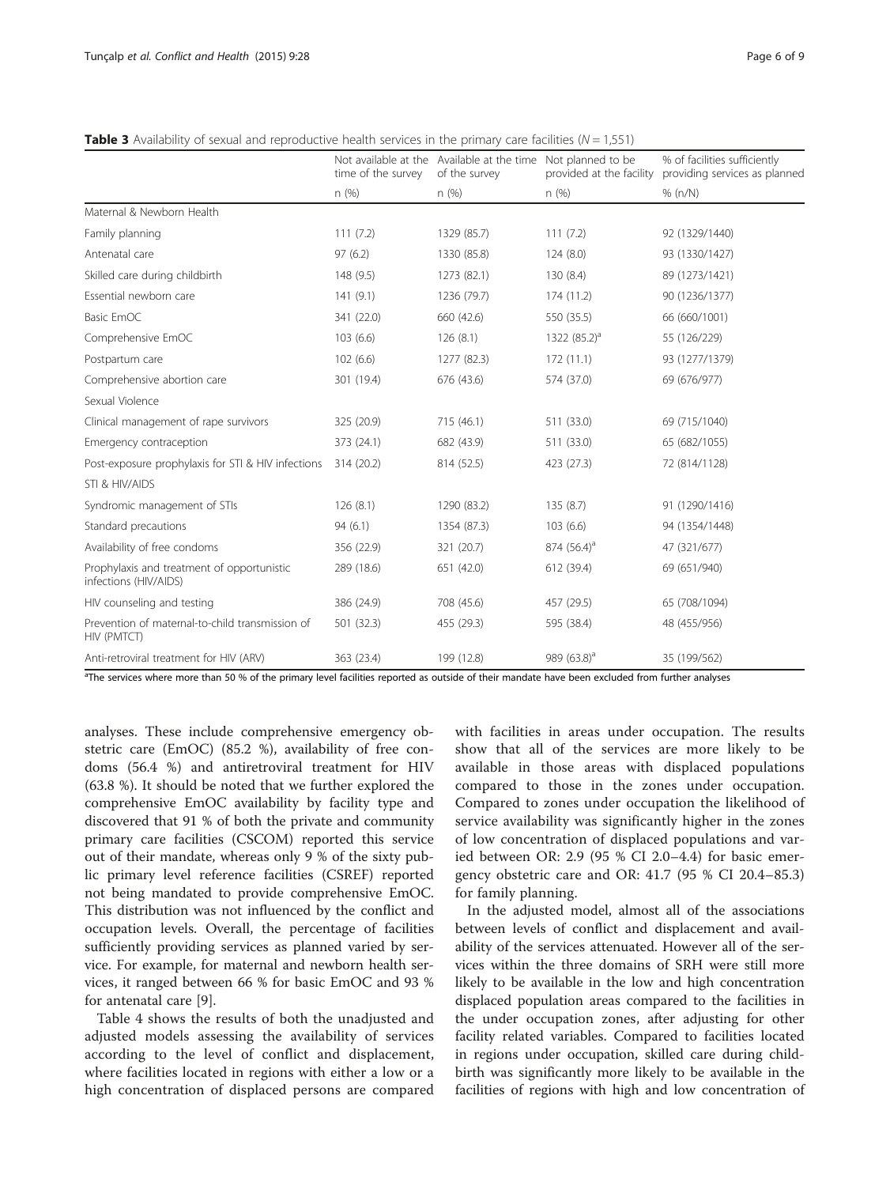**Table 3** Availability of sexual and reproductive health services in the primary care facilities (N = 1,551)

| | Not available at the time of the survey | Available at the time of the survey | Not planned to be provided at the facility | % of facilities sufficiently providing services as planned |
|---|---|---|---|---|
| | n (%) | n (%) | n (%) | % (n/N) |
| Maternal & Newborn Health | | | | |
| Family planning | 111 (7.2) | 1329 (85.7) | 111 (7.2) | 92 (1329/1440) |
| Antenatal care | 97 (6.2) | 1330 (85.8) | 124 (8.0) | 93 (1330/1427) |
| Skilled care during childbirth | 148 (9.5) | 1273 (82.1) | 130 (8.4) | 89 (1273/1421) |
| Essential newborn care | 141 (9.1) | 1236 (79.7) | 174 (11.2) | 90 (1236/1377) |
| Basic EmOC | 341 (22.0) | 660 (42.6) | 550 (35.5) | 66 (660/1001) |
| Comprehensive EmOC | 103 (6.6) | 126 (8.1) | 1322 (85.2)[a] | 55 (126/229) |
| Postpartum care | 102 (6.6) | 1277 (82.3) | 172 (11.1) | 93 (1277/1379) |
| Comprehensive abortion care | 301 (19.4) | 676 (43.6) | 574 (37.0) | 69 (676/977) |
| Sexual Violence | | | | |
| Clinical management of rape survivors | 325 (20.9) | 715 (46.1) | 511 (33.0) | 69 (715/1040) |
| Emergency contraception | 373 (24.1) | 682 (43.9) | 511 (33.0) | 65 (682/1055) |
| Post-exposure prophylaxis for STI & HIV infections | 314 (20.2) | 814 (52.5) | 423 (27.3) | 72 (814/1128) |
| STI & HIV/AIDS | | | | |
| Syndromic management of STIs | 126 (8.1) | 1290 (83.2) | 135 (8.7) | 91 (1290/1416) |
| Standard precautions | 94 (6.1) | 1354 (87.3) | 103 (6.6) | 94 (1354/1448) |
| Availability of free condoms | 356 (22.9) | 321 (20.7) | 874 (56.4)[a] | 47 (321/677) |
| Prophylaxis and treatment of opportunistic infections (HIV/AIDS) | 289 (18.6) | 651 (42.0) | 612 (39.4) | 69 (651/940) |
| HIV counseling and testing | 386 (24.9) | 708 (45.6) | 457 (29.5) | 65 (708/1094) |
| Prevention of maternal-to-child transmission of HIV (PMTCT) | 501 (32.3) | 455 (29.3) | 595 (38.4) | 48 (455/956) |
| Anti-retroviral treatment for HIV (ARV) | 363 (23.4) | 199 (12.8) | 989 (63.8)[a] | 35 (199/562) |

[a]The services where more than 50 % of the primary level facilities reported as outside of their mandate have been excluded from further analyses

analyses. These include comprehensive emergency obstetric care (EmOC) (85.2 %), availability of free condoms (56.4 %) and antiretroviral treatment for HIV (63.8 %). It should be noted that we further explored the comprehensive EmOC availability by facility type and discovered that 91 % of both the private and community primary care facilities (CSCOM) reported this service out of their mandate, whereas only 9 % of the sixty public primary level reference facilities (CSREF) reported not being mandated to provide comprehensive EmOC. This distribution was not influenced by the conflict and occupation levels. Overall, the percentage of facilities sufficiently providing services as planned varied by service. For example, for maternal and newborn health services, it ranged between 66 % for basic EmOC and 93 % for antenatal care [9].

Table 4 shows the results of both the unadjusted and adjusted models assessing the availability of services according to the level of conflict and displacement, where facilities located in regions with either a low or a high concentration of displaced persons are compared with facilities in areas under occupation. The results show that all of the services are more likely to be available in those areas with displaced populations compared to those in the zones under occupation. Compared to zones under occupation the likelihood of service availability was significantly higher in the zones of low concentration of displaced populations and varied between OR: 2.9 (95 % CI 2.0–4.4) for basic emergency obstetric care and OR: 41.7 (95 % CI 20.4–85.3) for family planning.

In the adjusted model, almost all of the associations between levels of conflict and displacement and availability of the services attenuated. However all of the services within the three domains of SRH were still more likely to be available in the low and high concentration displaced population areas compared to the facilities in the under occupation zones, after adjusting for other facility related variables. Compared to facilities located in regions under occupation, skilled care during childbirth was significantly more likely to be available in the facilities of regions with high and low concentration of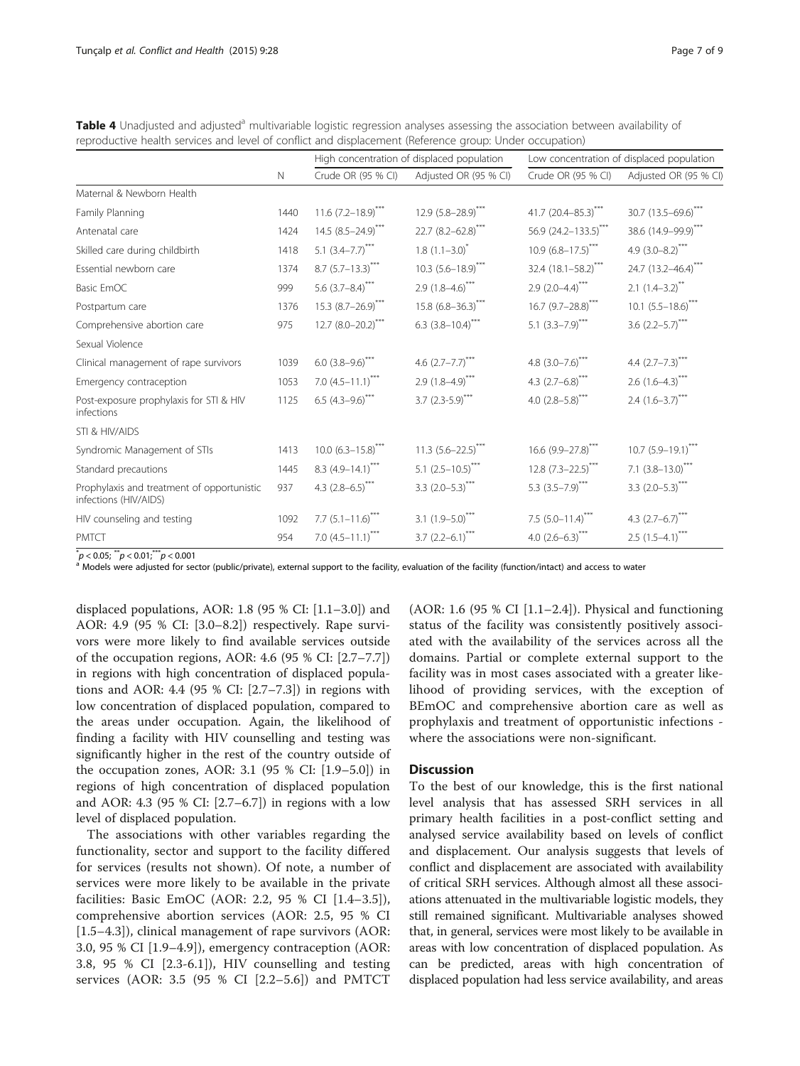**Table 4** Unadjusted and adjusted[a] multivariable logistic regression analyses assessing the association between availability of reproductive health services and level of conflict and displacement (Reference group: Under occupation)

| | N | High concentration of displaced population | | Low concentration of displaced population | |
|---|---|---|---|---|---|
| | | Crude OR (95 % CI) | Adjusted OR (95 % CI) | Crude OR (95 % CI) | Adjusted OR (95 % CI) |
| Maternal & Newborn Health | | | | | |
| Family Planning | 1440 | 11.6 (7.2–18.9)*** | 12.9 (5.8–28.9)*** | 41.7 (20.4–85.3)*** | 30.7 (13.5–69.6)*** |
| Antenatal care | 1424 | 14.5 (8.5–24.9)*** | 22.7 (8.2–62.8)*** | 56.9 (24.2–133.5)*** | 38.6 (14.9–99.9)*** |
| Skilled care during childbirth | 1418 | 5.1 (3.4–7.7)*** | 1.8 (1.1–3.0)* | 10.9 (6.8–17.5)*** | 4.9 (3.0–8.2)*** |
| Essential newborn care | 1374 | 8.7 (5.7–13.3)*** | 10.3 (5.6–18.9)*** | 32.4 (18.1–58.2)*** | 24.7 (13.2–46.4)*** |
| Basic EmOC | 999 | 5.6 (3.7–8.4)*** | 2.9 (1.8–4.6)*** | 2.9 (2.0–4.4)*** | 2.1 (1.4–3.2)** |
| Postpartum care | 1376 | 15.3 (8.7–26.9)*** | 15.8 (6.8–36.3)*** | 16.7 (9.7–28.8)*** | 10.1 (5.5–18.6)*** |
| Comprehensive abortion care | 975 | 12.7 (8.0–20.2)*** | 6.3 (3.8–10.4)*** | 5.1 (3.3–7.9)*** | 3.6 (2.2–5.7)*** |
| Sexual Violence | | | | | |
| Clinical management of rape survivors | 1039 | 6.0 (3.8–9.6)*** | 4.6 (2.7–7.7)*** | 4.8 (3.0–7.6)*** | 4.4 (2.7–7.3)*** |
| Emergency contraception | 1053 | 7.0 (4.5–11.1)*** | 2.9 (1.8–4.9)*** | 4.3 (2.7–6.8)*** | 2.6 (1.6–4.3)*** |
| Post-exposure prophylaxis for STI & HIV infections | 1125 | 6.5 (4.3–9.6)*** | 3.7 (2.3-5.9)*** | 4.0 (2.8–5.8)*** | 2.4 (1.6–3.7)*** |
| STI & HIV/AIDS | | | | | |
| Syndromic Management of STIs | 1413 | 10.0 (6.3–15.8)*** | 11.3 (5.6–22.5)*** | 16.6 (9.9–27.8)*** | 10.7 (5.9–19.1)*** |
| Standard precautions | 1445 | 8.3 (4.9–14.1)*** | 5.1 (2.5–10.5)*** | 12.8 (7.3–22.5)*** | 7.1 (3.8–13.0)*** |
| Prophylaxis and treatment of opportunistic infections (HIV/AIDS) | 937 | 4.3 (2.8–6.5)*** | 3.3 (2.0–5.3)*** | 5.3 (3.5–7.9)*** | 3.3 (2.0–5.3)*** |
| HIV counseling and testing | 1092 | 7.7 (5.1–11.6)*** | 3.1 (1.9–5.0)*** | 7.5 (5.0–11.4)*** | 4.3 (2.7–6.7)*** |
| PMTCT | 954 | 7.0 (4.5–11.1)*** | 3.7 (2.2–6.1)*** | 4.0 (2.6–6.3)*** | 2.5 (1.5–4.1)*** |

*$p < 0.05$; **$p < 0.01$; ***$p < 0.001$

[a] Models were adjusted for sector (public/private), external support to the facility, evaluation of the facility (function/intact) and access to water

displaced populations, AOR: 1.8 (95 % CI: [1.1–3.0]) and AOR: 4.9 (95 % CI: [3.0–8.2]) respectively. Rape survivors were more likely to find available services outside of the occupation regions, AOR: 4.6 (95 % CI: [2.7–7.7]) in regions with high concentration of displaced populations and AOR: 4.4 (95 % CI: [2.7–7.3]) in regions with low concentration of displaced population, compared to the areas under occupation. Again, the likelihood of finding a facility with HIV counselling and testing was significantly higher in the rest of the country outside of the occupation zones, AOR: 3.1 (95 % CI: [1.9–5.0]) in regions of high concentration of displaced population and AOR: 4.3 (95 % CI: [2.7–6.7]) in regions with a low level of displaced population.

The associations with other variables regarding the functionality, sector and support to the facility differed for services (results not shown). Of note, a number of services were more likely to be available in the private facilities: Basic EmOC (AOR: 2.2, 95 % CI [1.4–3.5]), comprehensive abortion services (AOR: 2.5, 95 % CI [1.5–4.3]), clinical management of rape survivors (AOR: 3.0, 95 % CI [1.9–4.9]), emergency contraception (AOR: 3.8, 95 % CI [2.3-6.1]), HIV counselling and testing services (AOR: 3.5 (95 % CI [2.2–5.6]) and PMTCT (AOR: 1.6 (95 % CI [1.1–2.4]). Physical and functioning status of the facility was consistently positively associated with the availability of the services across all the domains. Partial or complete external support to the facility was in most cases associated with a greater likelihood of providing services, with the exception of BEmOC and comprehensive abortion care as well as prophylaxis and treatment of opportunistic infections - where the associations were non-significant.

## Discussion

To the best of our knowledge, this is the first national level analysis that has assessed SRH services in all primary health facilities in a post-conflict setting and analysed service availability based on levels of conflict and displacement. Our analysis suggests that levels of conflict and displacement are associated with availability of critical SRH services. Although almost all these associations attenuated in the multivariable logistic models, they still remained significant. Multivariable analyses showed that, in general, services were most likely to be available in areas with low concentration of displaced population. As can be predicted, areas with high concentration of displaced population had less service availability, and areas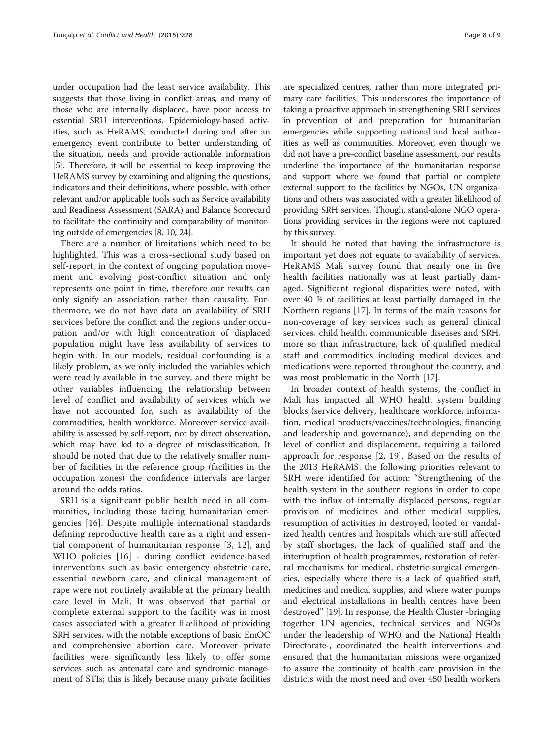under occupation had the least service availability. This suggests that those living in conflict areas, and many of those who are internally displaced, have poor access to essential SRH interventions. Epidemiology-based activities, such as HeRAMS, conducted during and after an emergency event contribute to better understanding of the situation, needs and provide actionable information [5]. Therefore, it will be essential to keep improving the HeRAMS survey by examining and aligning the questions, indicators and their definitions, where possible, with other relevant and/or applicable tools such as Service availability and Readiness Assessment (SARA) and Balance Scorecard to facilitate the continuity and comparability of monitoring outside of emergencies [8, 10, 24].

There are a number of limitations which need to be highlighted. This was a cross-sectional study based on self-report, in the context of ongoing population movement and evolving post-conflict situation and only represents one point in time, therefore our results can only signify an association rather than causality. Furthermore, we do not have data on availability of SRH services before the conflict and the regions under occupation and/or with high concentration of displaced population might have less availability of services to begin with. In our models, residual confounding is a likely problem, as we only included the variables which were readily available in the survey, and there might be other variables influencing the relationship between level of conflict and availability of services which we have not accounted for, such as availability of the commodities, health workforce. Moreover service availability is assessed by self-report, not by direct observation, which may have led to a degree of misclassification. It should be noted that due to the relatively smaller number of facilities in the reference group (facilities in the occupation zones) the confidence intervals are larger around the odds ratios.

SRH is a significant public health need in all communities, including those facing humanitarian emergencies [16]. Despite multiple international standards defining reproductive health care as a right and essential component of humanitarian response [3, 12], and WHO policies [16] - during conflict evidence-based interventions such as basic emergency obstetric care, essential newborn care, and clinical management of rape were not routinely available at the primary health care level in Mali. It was observed that partial or complete external support to the facility was in most cases associated with a greater likelihood of providing SRH services, with the notable exceptions of basic EmOC and comprehensive abortion care. Moreover private facilities were significantly less likely to offer some services such as antenatal care and syndromic management of STIs; this is likely because many private facilities are specialized centres, rather than more integrated primary care facilities. This underscores the importance of taking a proactive approach in strengthening SRH services in prevention of and preparation for humanitarian emergencies while supporting national and local authorities as well as communities. Moreover, even though we did not have a pre-conflict baseline assessment, our results underline the importance of the humanitarian response and support where we found that partial or complete external support to the facilities by NGOs, UN organizations and others was associated with a greater likelihood of providing SRH services. Though, stand-alone NGO operations providing services in the regions were not captured by this survey.

It should be noted that having the infrastructure is important yet does not equate to availability of services. HeRAMS Mali survey found that nearly one in five health facilities nationally was at least partially damaged. Significant regional disparities were noted, with over 40 % of facilities at least partially damaged in the Northern regions [17]. In terms of the main reasons for non-coverage of key services such as general clinical services, child health, communicable diseases and SRH, more so than infrastructure, lack of qualified medical staff and commodities including medical devices and medications were reported throughout the country, and was most problematic in the North [17].

In broader context of health systems, the conflict in Mali has impacted all WHO health system building blocks (service delivery, healthcare workforce, information, medical products/vaccines/technologies, financing and leadership and governance), and depending on the level of conflict and displacement, requiring a tailored approach for response [2, 19]. Based on the results of the 2013 HeRAMS, the following priorities relevant to SRH were identified for action: "Strengthening of the health system in the southern regions in order to cope with the influx of internally displaced persons, regular provision of medicines and other medical supplies, resumption of activities in destroyed, looted or vandalized health centres and hospitals which are still affected by staff shortages, the lack of qualified staff and the interruption of health programmes, restoration of referral mechanisms for medical, obstetric-surgical emergencies, especially where there is a lack of qualified staff, medicines and medical supplies, and where water pumps and electrical installations in health centres have been destroyed" [19]. In response, the Health Cluster -bringing together UN agencies, technical services and NGOs under the leadership of WHO and the National Health Directorate-, coordinated the health interventions and ensured that the humanitarian missions were organized to assure the continuity of health care provision in the districts with the most need and over 450 health workers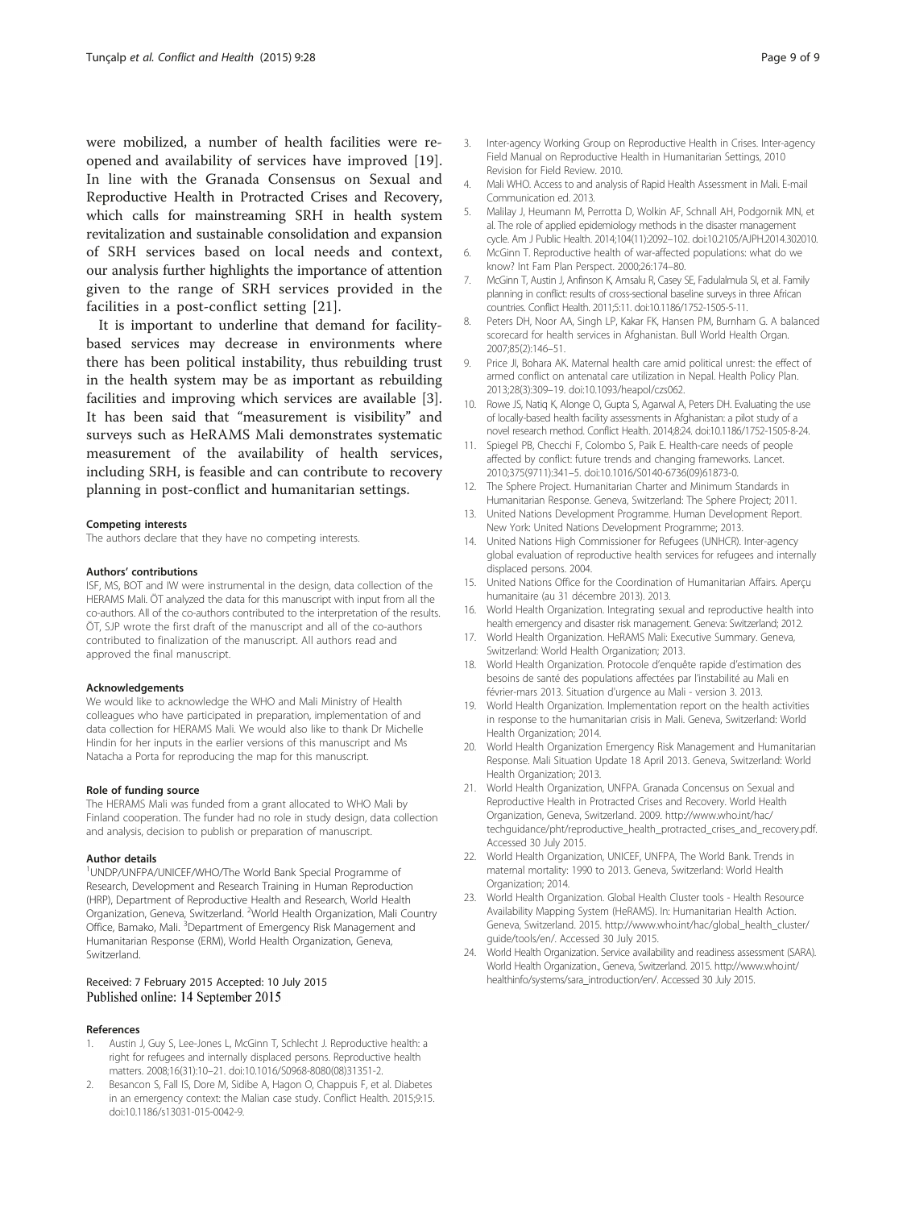were mobilized, a number of health facilities were re-opened and availability of services have improved [19]. In line with the Granada Consensus on Sexual and Reproductive Health in Protracted Crises and Recovery, which calls for mainstreaming SRH in health system revitalization and sustainable consolidation and expansion of SRH services based on local needs and context, our analysis further highlights the importance of attention given to the range of SRH services provided in the facilities in a post-conflict setting [21].

It is important to underline that demand for facility-based services may decrease in environments where there has been political instability, thus rebuilding trust in the health system may be as important as rebuilding facilities and improving which services are available [3]. It has been said that "measurement is visibility" and surveys such as HeRAMS Mali demonstrates systematic measurement of the availability of health services, including SRH, is feasible and can contribute to recovery planning in post-conflict and humanitarian settings.

#### Competing interests

The authors declare that they have no competing interests.

#### Authors' contributions

ISF, MS, BOT and IW were instrumental in the design, data collection of the HERAMS Mali. ÖT analyzed the data for this manuscript with input from all the co-authors. All of the co-authors contributed to the interpretation of the results. ÖT, SJP wrote the first draft of the manuscript and all of the co-authors contributed to finalization of the manuscript. All authors read and approved the final manuscript.

#### Acknowledgements

We would like to acknowledge the WHO and Mali Ministry of Health colleagues who have participated in preparation, implementation of and data collection for HERAMS Mali. We would also like to thank Dr Michelle Hindin for her inputs in the earlier versions of this manuscript and Ms Natacha a Porta for reproducing the map for this manuscript.

#### Role of funding source

The HERAMS Mali was funded from a grant allocated to WHO Mali by Finland cooperation. The funder had no role in study design, data collection and analysis, decision to publish or preparation of manuscript.

#### Author details

[1]UNDP/UNFPA/UNICEF/WHO/The World Bank Special Programme of Research, Development and Research Training in Human Reproduction (HRP), Department of Reproductive Health and Research, World Health Organization, Geneva, Switzerland. [2]World Health Organization, Mali Country Office, Bamako, Mali. [3]Department of Emergency Risk Management and Humanitarian Response (ERM), World Health Organization, Geneva, Switzerland.

Received: 7 February 2015 Accepted: 10 July 2015
Published online: 14 September 2015

#### References

1. Austin J, Guy S, Lee-Jones L, McGinn T, Schlecht J. Reproductive health: a right for refugees and internally displaced persons. Reproductive health matters. 2008;16(31):10–21. doi:10.1016/S0968-8080(08)31351-2.
2. Besancon S, Fall IS, Dore M, Sidibe A, Hagon O, Chappuis F, et al. Diabetes in an emergency context: the Malian case study. Conflict Health. 2015;9:15. doi:10.1186/s13031-015-0042-9.
3. Inter-agency Working Group on Reproductive Health in Crises. Inter-agency Field Manual on Reproductive Health in Humanitarian Settings, 2010 Revision for Field Review. 2010.
4. Mali WHO. Access to and analysis of Rapid Health Assessment in Mali. E-mail Communication ed. 2013.
5. Malilay J, Heumann M, Perrotta D, Wolkin AF, Schnall AH, Podgornik MN, et al. The role of applied epidemiology methods in the disaster management cycle. Am J Public Health. 2014;104(11):2092–102. doi:10.2105/AJPH.2014.302010.
6. McGinn T. Reproductive health of war-affected populations: what do we know? Int Fam Plan Perspect. 2000;26:174–80.
7. McGinn T, Austin J, Anfinson K, Amsalu R, Casey SE, Fadulalmula SI, et al. Family planning in conflict: results of cross-sectional baseline surveys in three African countries. Conflict Health. 2011;5:11. doi:10.1186/1752-1505-5-11.
8. Peters DH, Noor AA, Singh LP, Kakar FK, Hansen PM, Burnham G. A balanced scorecard for health services in Afghanistan. Bull World Health Organ. 2007;85(2):146–51.
9. Price JI, Bohara AK. Maternal health care amid political unrest: the effect of armed conflict on antenatal care utilization in Nepal. Health Policy Plan. 2013;28(3):309–19. doi:10.1093/heapol/czs062.
10. Rowe JS, Natiq K, Alonge O, Gupta S, Agarwal A, Peters DH. Evaluating the use of locally-based health facility assessments in Afghanistan: a pilot study of a novel research method. Conflict Health. 2014;8:24. doi:10.1186/1752-1505-8-24.
11. Spiegel PB, Checchi F, Colombo S, Paik E. Health-care needs of people affected by conflict: future trends and changing frameworks. Lancet. 2010;375(9711):341–5. doi:10.1016/S0140-6736(09)61873-0.
12. The Sphere Project. Humanitarian Charter and Minimum Standards in Humanitarian Response. Geneva, Switzerland: The Sphere Project; 2011.
13. United Nations Development Programme. Human Development Report. New York: United Nations Development Programme; 2013.
14. United Nations High Commissioner for Refugees (UNHCR). Inter-agency global evaluation of reproductive health services for refugees and internally displaced persons. 2004.
15. United Nations Office for the Coordination of Humanitarian Affairs. Aperçu humanitaire (au 31 décembre 2013). 2013.
16. World Health Organization. Integrating sexual and reproductive health into health emergency and disaster risk management. Geneva: Switzerland; 2012.
17. World Health Organization. HeRAMS Mali: Executive Summary. Geneva, Switzerland: World Health Organization; 2013.
18. World Health Organization. Protocole d'enquête rapide d'estimation des besoins de santé des populations affectées par l'instabilité au Mali en février-mars 2013. Situation d'urgence au Mali - version 3. 2013.
19. World Health Organization. Implementation report on the health activities in response to the humanitarian crisis in Mali. Geneva, Switzerland: World Health Organization; 2014.
20. World Health Organization Emergency Risk Management and Humanitarian Response. Mali Situation Update 18 April 2013. Geneva, Switzerland: World Health Organization; 2013.
21. World Health Organization, UNFPA. Granada Concensus on Sexual and Reproductive Health in Protracted Crises and Recovery. World Health Organization, Geneva, Switzerland. 2009. http://www.who.int/hac/techguidance/pht/reproductive_health_protracted_crises_and_recovery.pdf. Accessed 30 July 2015.
22. World Health Organization, UNICEF, UNFPA, The World Bank. Trends in maternal mortality: 1990 to 2013. Geneva, Switzerland: World Health Organization; 2014.
23. World Health Organization. Global Health Cluster tools - Health Resource Availability Mapping System (HeRAMS). In: Humanitarian Health Action. Geneva, Switzerland. 2015. http://www.who.int/hac/global_health_cluster/guide/tools/en/. Accessed 30 July 2015.
24. World Health Organization. Service availability and readiness assessment (SARA). World Health Organization., Geneva, Switzerland. 2015. http://www.who.int/healthinfo/systems/sara_introduction/en/. Accessed 30 July 2015.